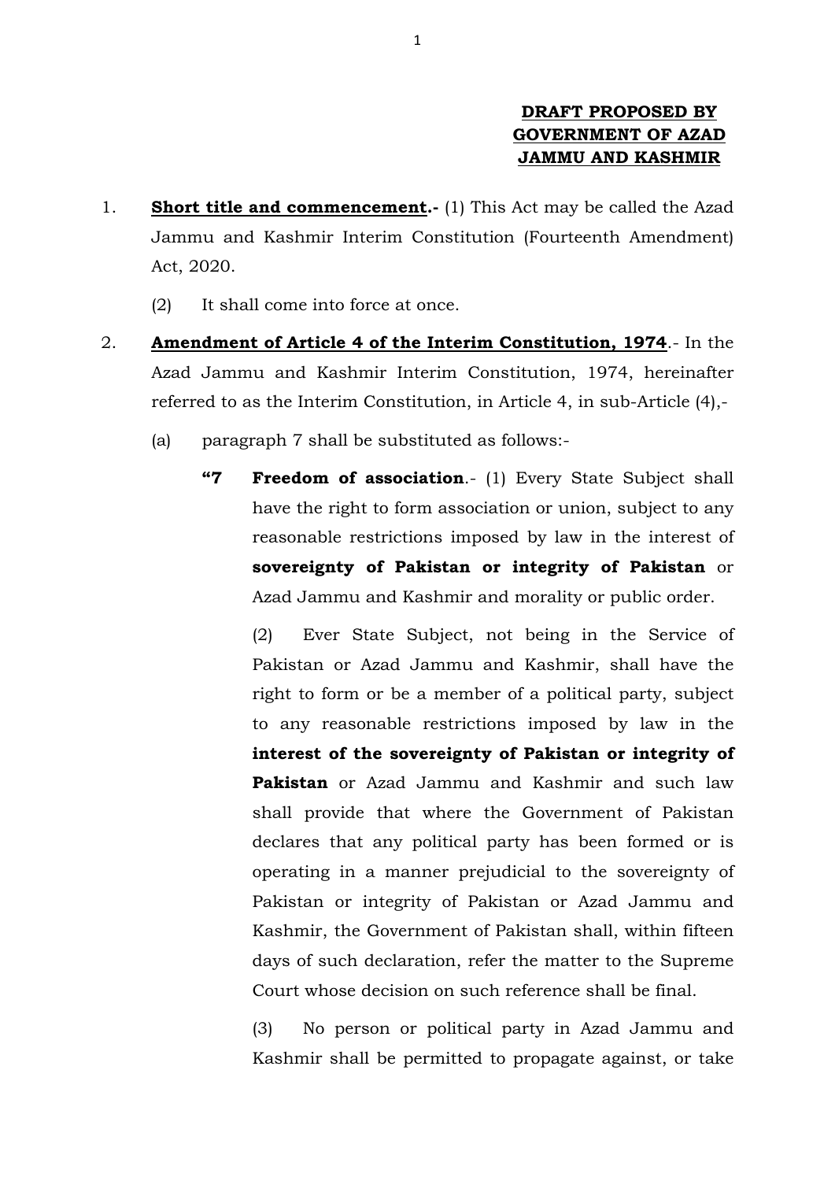**DRAFT PROPOSED BY GOVERNMENT OF AZAD JAMMU AND KASHMIR**

1. **Short title and commencement.-** (1) This Act may be called the Azad Jammu and Kashmir Interim Constitution (Fourteenth Amendment) Act, 2020.

   (2) It shall come into force at once.

2. **Amendment of Article 4 of the Interim Constitution, 1974**.- In the Azad Jammu and Kashmir Interim Constitution, 1974, hereinafter referred to as the Interim Constitution, in Article 4, in sub-Article (4),-

   (a) paragraph 7 shall be substituted as follows:-

   > **"7 Freedom of association**.- (1) Every State Subject shall have the right to form association or union, subject to any reasonable restrictions imposed by law in the interest of **sovereignty of Pakistan or integrity of Pakistan** or Azad Jammu and Kashmir and morality or public order.
   >
   > (2) Ever State Subject, not being in the Service of Pakistan or Azad Jammu and Kashmir, shall have the right to form or be a member of a political party, subject to any reasonable restrictions imposed by law in the **interest of the sovereignty of Pakistan or integrity of Pakistan** or Azad Jammu and Kashmir and such law shall provide that where the Government of Pakistan declares that any political party has been formed or is operating in a manner prejudicial to the sovereignty of Pakistan or integrity of Pakistan or Azad Jammu and Kashmir, the Government of Pakistan shall, within fifteen days of such declaration, refer the matter to the Supreme Court whose decision on such reference shall be final.
   >
   > (3) No person or political party in Azad Jammu and Kashmir shall be permitted to propagate against, or take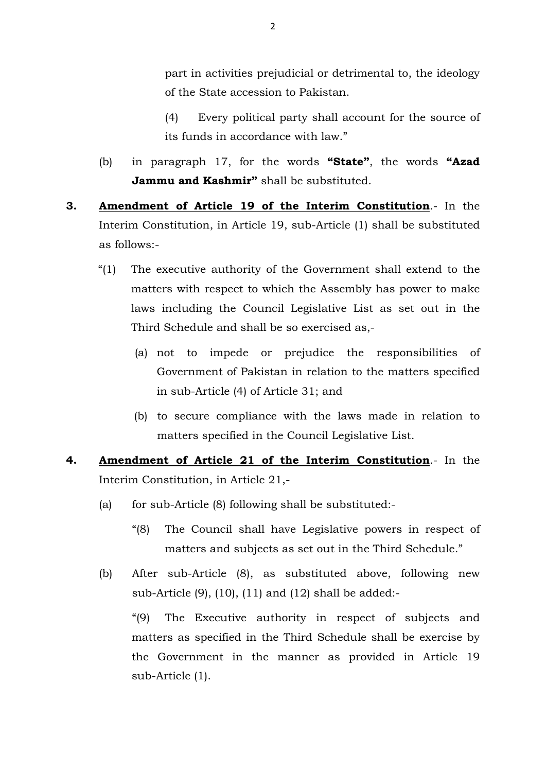part in activities prejudicial or detrimental to, the ideology of the State accession to Pakistan.

(4) Every political party shall account for the source of its funds in accordance with law."

(b) in paragraph 17, for the words **"State"**, the words **"Azad Jammu and Kashmir"** shall be substituted.

**3. <u>Amendment of Article 19 of the Interim Constitution</u>**.- In the Interim Constitution, in Article 19, sub-Article (1) shall be substituted as follows:-

"(1) The executive authority of the Government shall extend to the matters with respect to which the Assembly has power to make laws including the Council Legislative List as set out in the Third Schedule and shall be so exercised as,-

(a) not to impede or prejudice the responsibilities of Government of Pakistan in relation to the matters specified in sub-Article (4) of Article 31; and

(b) to secure compliance with the laws made in relation to matters specified in the Council Legislative List.

**4. <u>Amendment of Article 21 of the Interim Constitution</u>**.- In the Interim Constitution, in Article 21,-

(a) for sub-Article (8) following shall be substituted:-

"(8) The Council shall have Legislative powers in respect of matters and subjects as set out in the Third Schedule."

(b) After sub-Article (8), as substituted above, following new sub-Article (9), (10), (11) and (12) shall be added:-

"(9) The Executive authority in respect of subjects and matters as specified in the Third Schedule shall be exercise by the Government in the manner as provided in Article 19 sub-Article (1).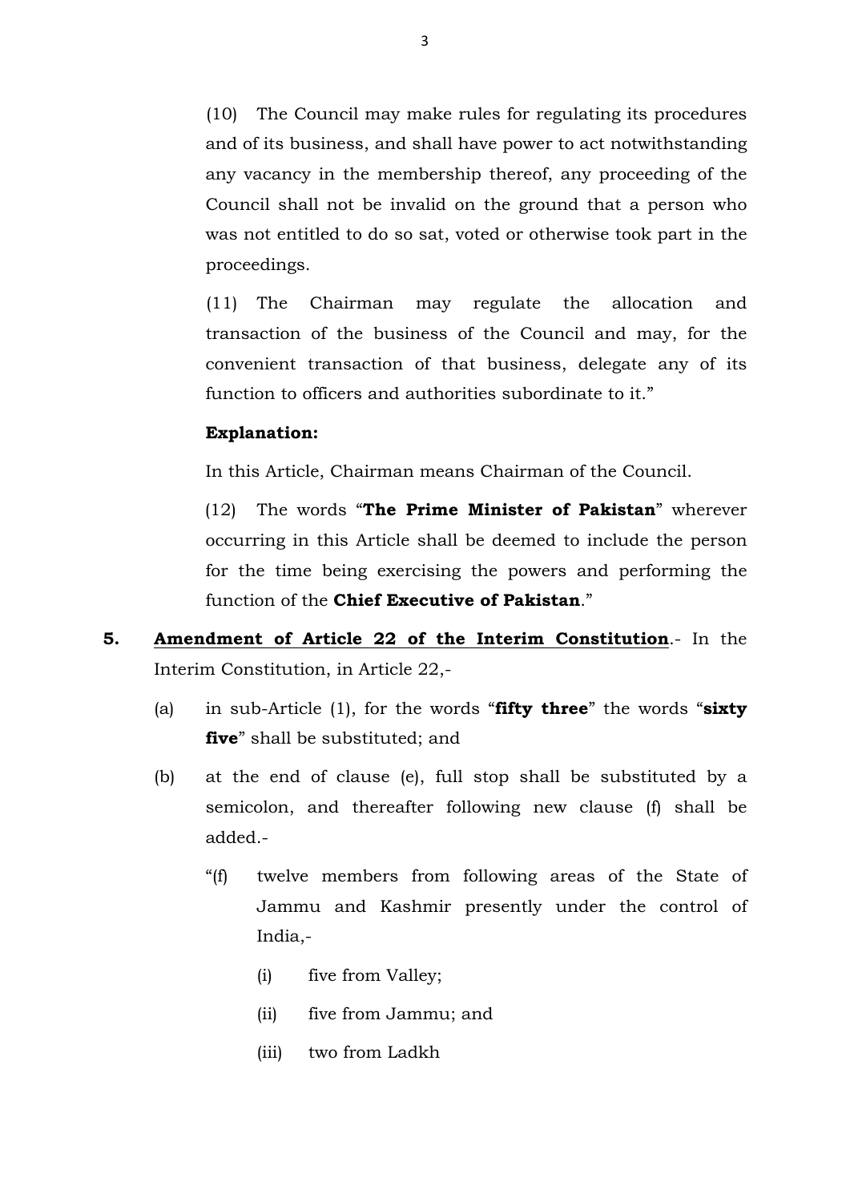(10) The Council may make rules for regulating its procedures and of its business, and shall have power to act notwithstanding any vacancy in the membership thereof, any proceeding of the Council shall not be invalid on the ground that a person who was not entitled to do so sat, voted or otherwise took part in the proceedings.

(11) The Chairman may regulate the allocation and transaction of the business of the Council and may, for the convenient transaction of that business, delegate any of its function to officers and authorities subordinate to it."

**Explanation:**

In this Article, Chairman means Chairman of the Council.

(12) The words "**The Prime Minister of Pakistan**" wherever occurring in this Article shall be deemed to include the person for the time being exercising the powers and performing the function of the **Chief Executive of Pakistan**."

**5. <u>Amendment of Article 22 of the Interim Constitution</u>**.- In the Interim Constitution, in Article 22,-

(a) in sub-Article (1), for the words "**fifty three**" the words "**sixty five**" shall be substituted; and

(b) at the end of clause (e), full stop shall be substituted by a semicolon, and thereafter following new clause (f) shall be added.-

"(f) twelve members from following areas of the State of Jammu and Kashmir presently under the control of India,-

(i) five from Valley;

(ii) five from Jammu; and

(iii) two from Ladkh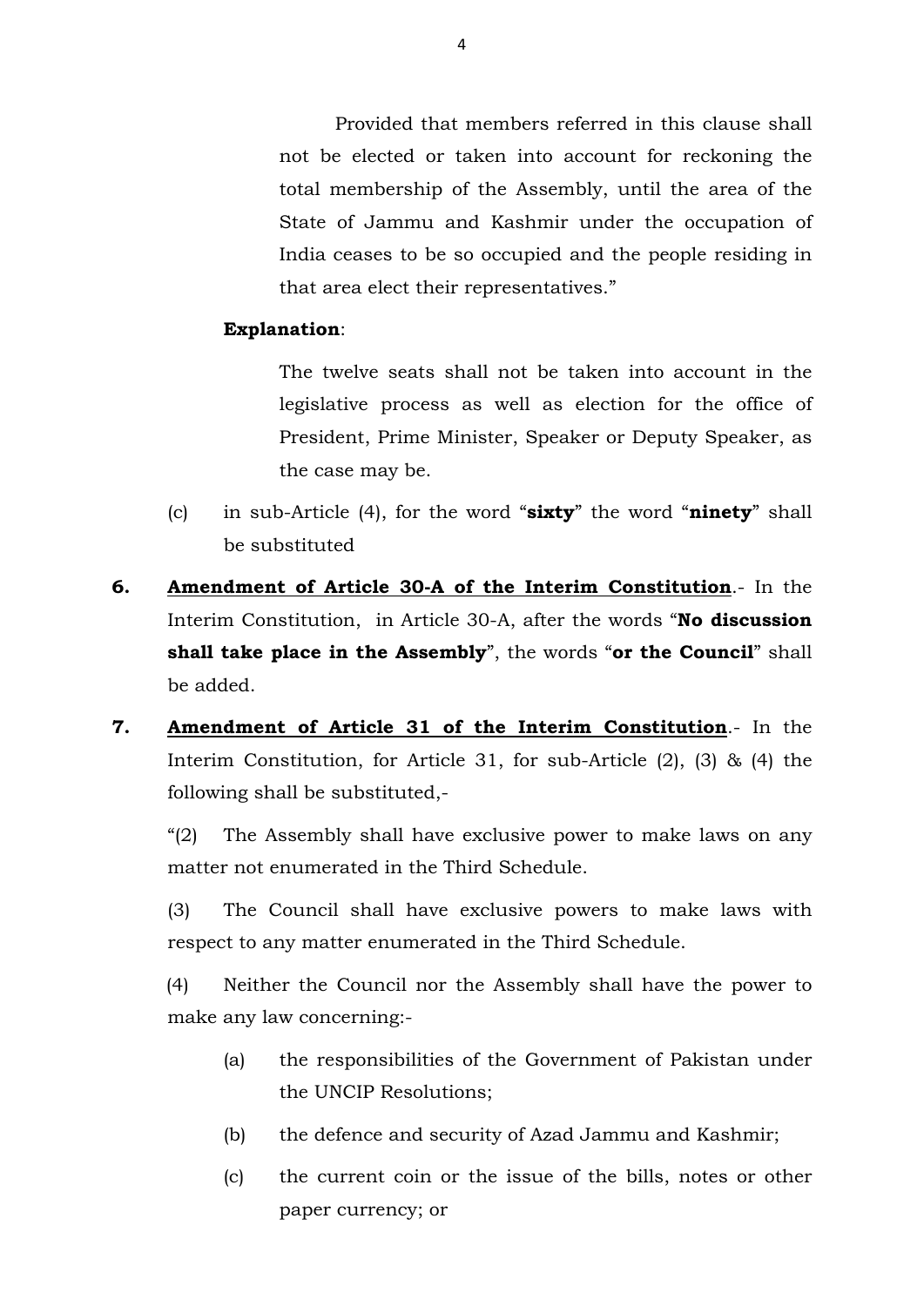Provided that members referred in this clause shall not be elected or taken into account for reckoning the total membership of the Assembly, until the area of the State of Jammu and Kashmir under the occupation of India ceases to be so occupied and the people residing in that area elect their representatives."

**Explanation**:

The twelve seats shall not be taken into account in the legislative process as well as election for the office of President, Prime Minister, Speaker or Deputy Speaker, as the case may be.

(c) in sub-Article (4), for the word "**sixty**" the word "**ninety**" shall be substituted

**6. <u>Amendment of Article 30-A of the Interim Constitution</u>**.- In the Interim Constitution, in Article 30-A, after the words "**No discussion shall take place in the Assembly**", the words "**or the Council**" shall be added.

**7. <u>Amendment of Article 31 of the Interim Constitution</u>**.- In the Interim Constitution, for Article 31, for sub-Article (2), (3) & (4) the following shall be substituted,-

"(2) The Assembly shall have exclusive power to make laws on any matter not enumerated in the Third Schedule.

(3) The Council shall have exclusive powers to make laws with respect to any matter enumerated in the Third Schedule.

(4) Neither the Council nor the Assembly shall have the power to make any law concerning:-

(a) the responsibilities of the Government of Pakistan under the UNCIP Resolutions;

(b) the defence and security of Azad Jammu and Kashmir;

(c) the current coin or the issue of the bills, notes or other paper currency; or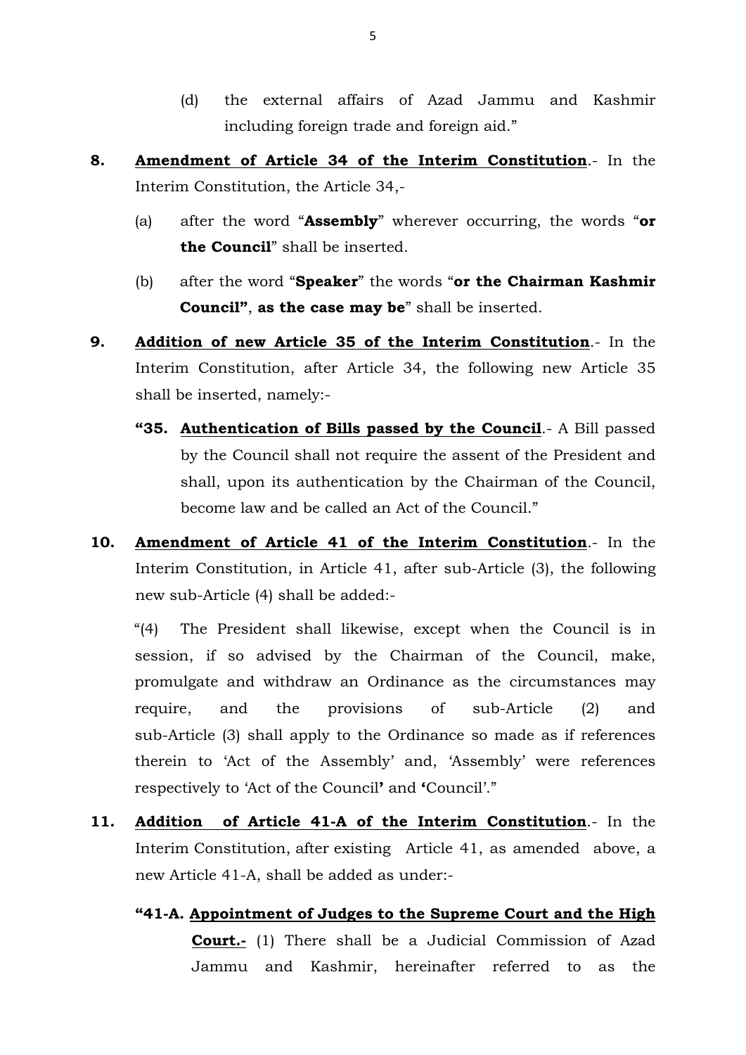(d) the external affairs of Azad Jammu and Kashmir including foreign trade and foreign aid."

**8.** **<u>Amendment of Article 34 of the Interim Constitution</u>**.- In the Interim Constitution, the Article 34,-

(a) after the word "**Assembly**" wherever occurring, the words "**or the Council**" shall be inserted.

(b) after the word "**Speaker**" the words "**or the Chairman Kashmir Council"**, **as the case may be**" shall be inserted.

**9.** **<u>Addition of new Article 35 of the Interim Constitution</u>**.- In the Interim Constitution, after Article 34, the following new Article 35 shall be inserted, namely:-

**"35.** **<u>Authentication of Bills passed by the Council</u>**.- A Bill passed by the Council shall not require the assent of the President and shall, upon its authentication by the Chairman of the Council, become law and be called an Act of the Council."

**10.** **<u>Amendment of Article 41 of the Interim Constitution</u>**.- In the Interim Constitution, in Article 41, after sub-Article (3), the following new sub-Article (4) shall be added:-

"(4) The President shall likewise, except when the Council is in session, if so advised by the Chairman of the Council, make, promulgate and withdraw an Ordinance as the circumstances may require, and the provisions of sub-Article (2) and sub-Article (3) shall apply to the Ordinance so made as if references therein to 'Act of the Assembly' and, 'Assembly' were references respectively to 'Act of the Council**'** and **'**Council'."

**11.** **<u>Addition of Article 41-A of the Interim Constitution</u>**.- In the Interim Constitution, after existing Article 41, as amended above, a new Article 41-A, shall be added as under:-

**"41-A.** **<u>Appointment of Judges to the Supreme Court and the High Court.-</u>** (1) There shall be a Judicial Commission of Azad Jammu and Kashmir, hereinafter referred to as the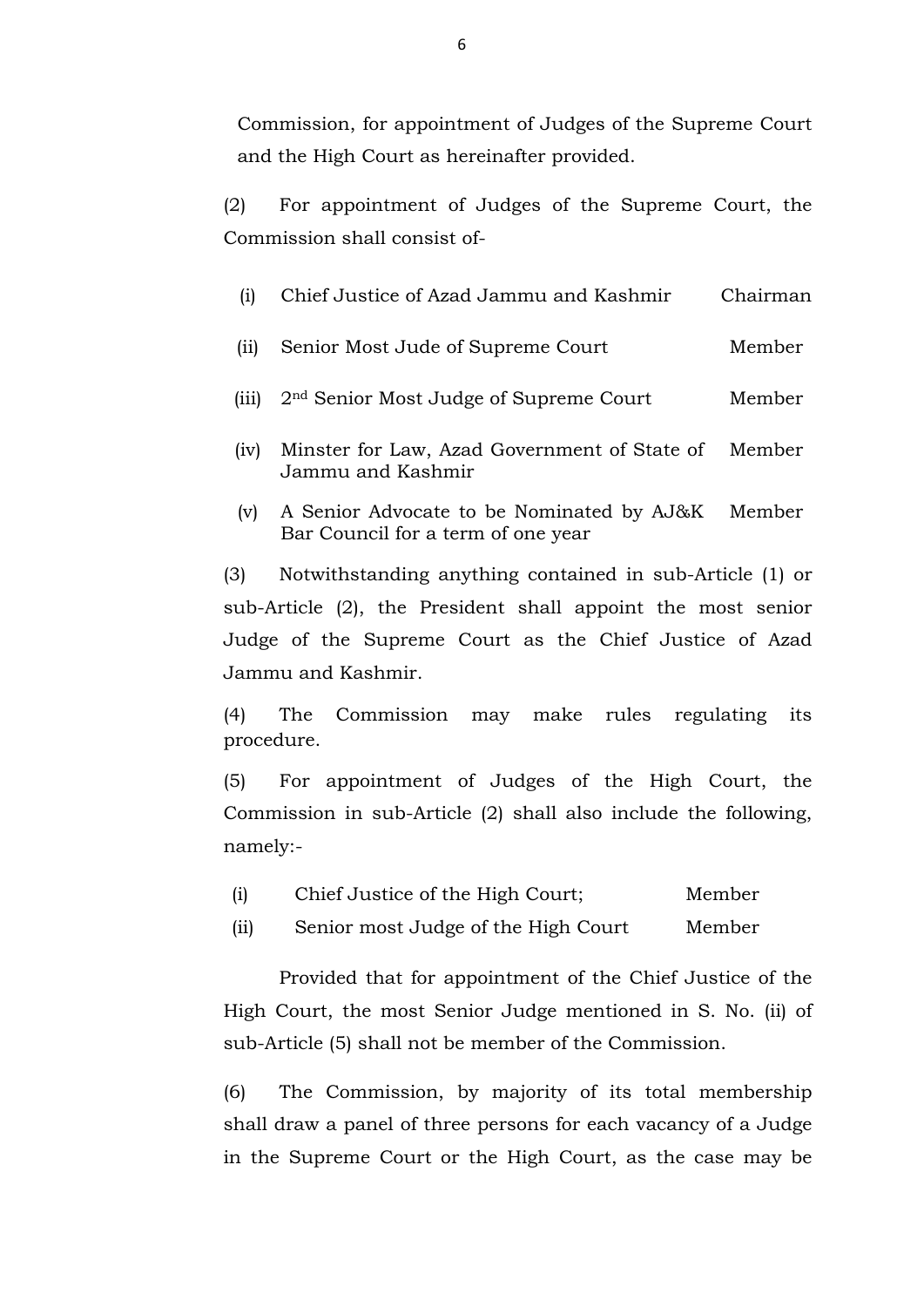Commission, for appointment of Judges of the Supreme Court and the High Court as hereinafter provided.

(2) For appointment of Judges of the Supreme Court, the Commission shall consist of-

| | | |
|---|---|---|
| (i) | Chief Justice of Azad Jammu and Kashmir | Chairman |
| (ii) | Senior Most Jude of Supreme Court | Member |
| (iii) | 2nd Senior Most Judge of Supreme Court | Member |
| (iv) | Minster for Law, Azad Government of State of Jammu and Kashmir | Member |
| (v) | A Senior Advocate to be Nominated by AJ&K Bar Council for a term of one year | Member |

(3) Notwithstanding anything contained in sub-Article (1) or sub-Article (2), the President shall appoint the most senior Judge of the Supreme Court as the Chief Justice of Azad Jammu and Kashmir.

(4) The Commission may make rules regulating its procedure.

(5) For appointment of Judges of the High Court, the Commission in sub-Article (2) shall also include the following, namely:-

| | | |
|---|---|---|
| (i) | Chief Justice of the High Court; | Member |
| (ii) | Senior most Judge of the High Court | Member |

Provided that for appointment of the Chief Justice of the High Court, the most Senior Judge mentioned in S. No. (ii) of sub-Article (5) shall not be member of the Commission.

(6) The Commission, by majority of its total membership shall draw a panel of three persons for each vacancy of a Judge in the Supreme Court or the High Court, as the case may be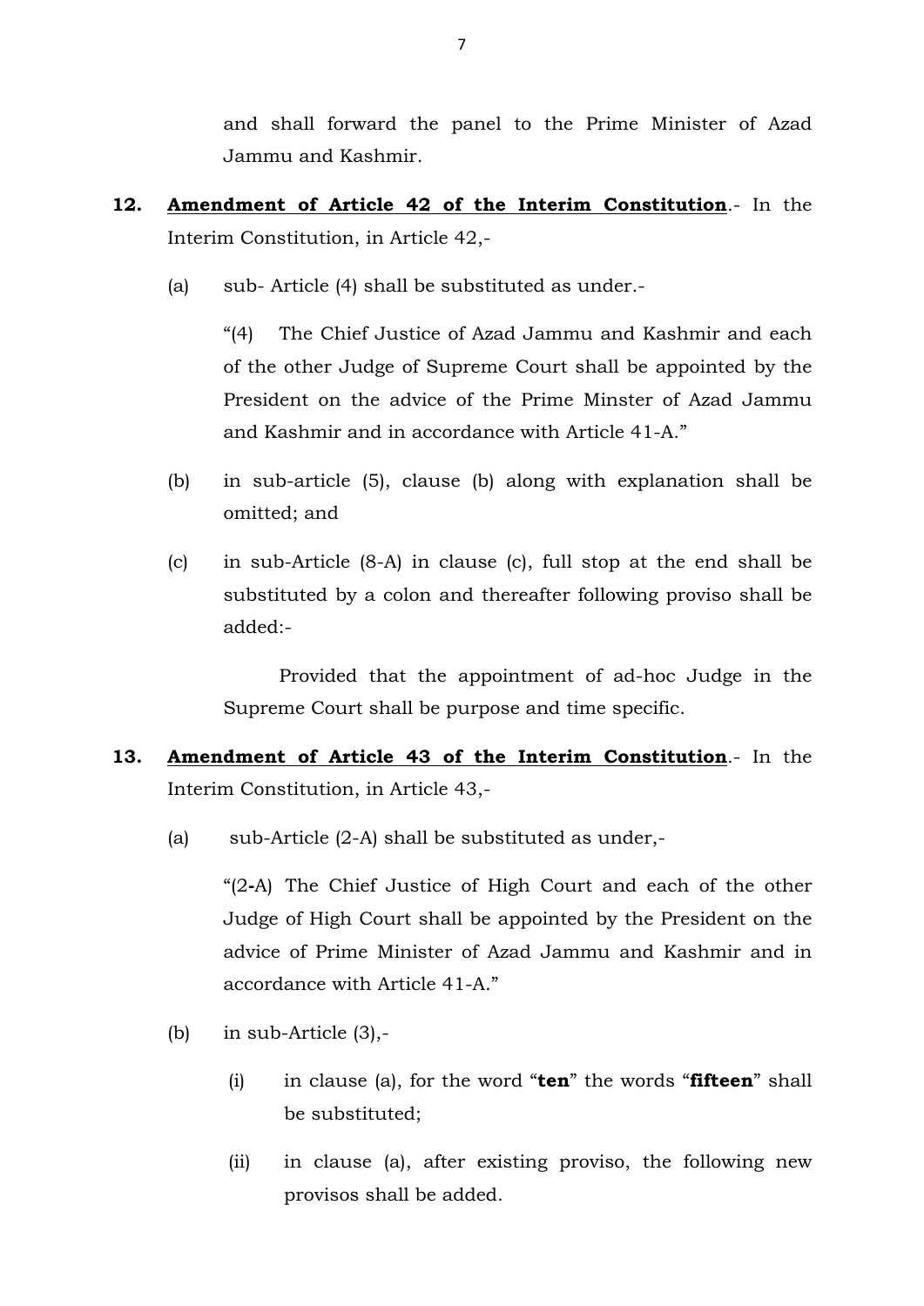and shall forward the panel to the Prime Minister of Azad Jammu and Kashmir.

**12.** **Amendment of Article 42 of the Interim Constitution**.- In the Interim Constitution, in Article 42,-

(a) sub- Article (4) shall be substituted as under.-

"(4) The Chief Justice of Azad Jammu and Kashmir and each of the other Judge of Supreme Court shall be appointed by the President on the advice of the Prime Minster of Azad Jammu and Kashmir and in accordance with Article 41-A."

(b) in sub-article (5), clause (b) along with explanation shall be omitted; and

(c) in sub-Article (8-A) in clause (c), full stop at the end shall be substituted by a colon and thereafter following proviso shall be added:-

Provided that the appointment of ad-hoc Judge in the Supreme Court shall be purpose and time specific.

**13.** **Amendment of Article 43 of the Interim Constitution**.- In the Interim Constitution, in Article 43,-

(a) sub-Article (2-A) shall be substituted as under,-

"(2-A) The Chief Justice of High Court and each of the other Judge of High Court shall be appointed by the President on the advice of Prime Minister of Azad Jammu and Kashmir and in accordance with Article 41-A."

(b) in sub-Article (3),-

(i) in clause (a), for the word "**ten**" the words "**fifteen**" shall be substituted;

(ii) in clause (a), after existing proviso, the following new provisos shall be added.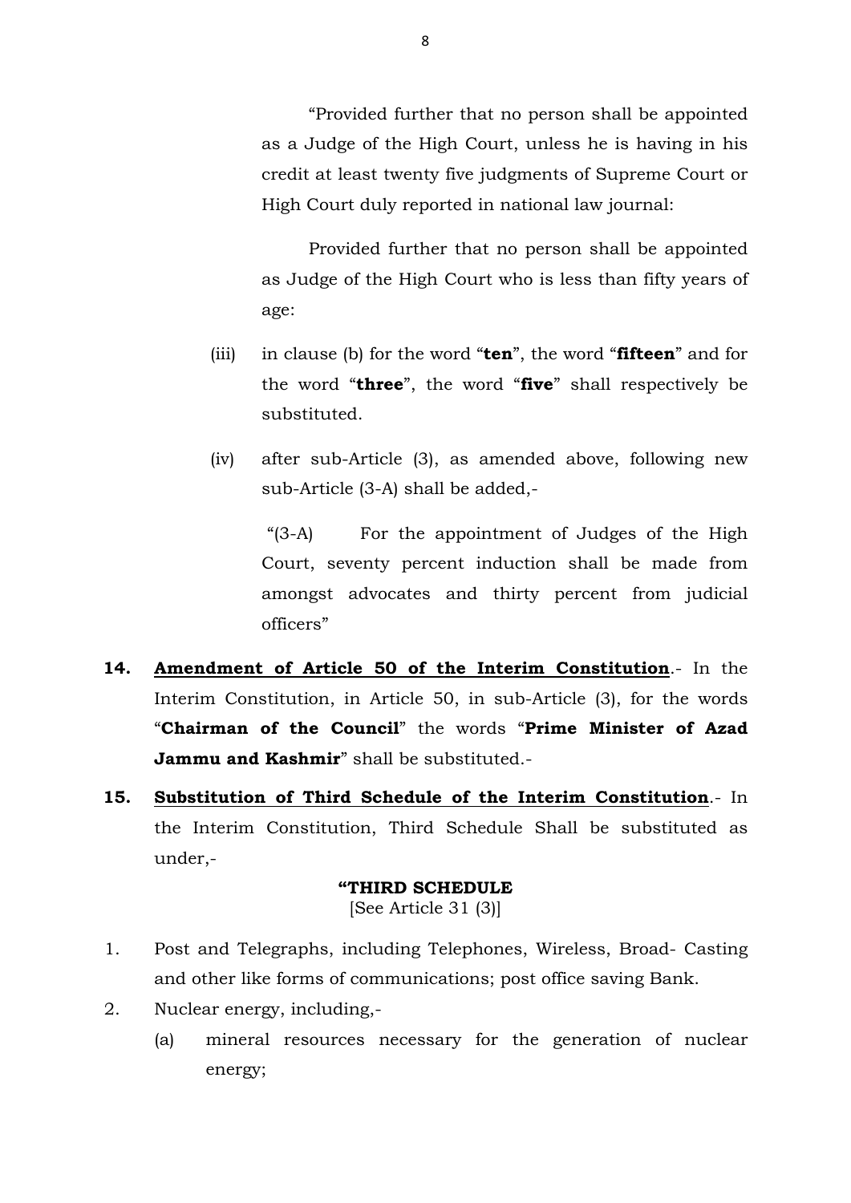"Provided further that no person shall be appointed as a Judge of the High Court, unless he is having in his credit at least twenty five judgments of Supreme Court or High Court duly reported in national law journal:

Provided further that no person shall be appointed as Judge of the High Court who is less than fifty years of age:

(iii) in clause (b) for the word "**ten**", the word "**fifteen**" and for the word "**three**", the word "**five**" shall respectively be substituted.

(iv) after sub-Article (3), as amended above, following new sub-Article (3-A) shall be added,-

"(3-A) For the appointment of Judges of the High Court, seventy percent induction shall be made from amongst advocates and thirty percent from judicial officers"

**14.** **Amendment of Article 50 of the Interim Constitution**.- In the Interim Constitution, in Article 50, in sub-Article (3), for the words "**Chairman of the Council**" the words "**Prime Minister of Azad Jammu and Kashmir**" shall be substituted.-

**15.** **Substitution of Third Schedule of the Interim Constitution**.- In the Interim Constitution, Third Schedule Shall be substituted as under,-

**"THIRD SCHEDULE**
[See Article 31 (3)]

1. Post and Telegraphs, including Telephones, Wireless, Broad- Casting and other like forms of communications; post office saving Bank.
2. Nuclear energy, including,-
   (a) mineral resources necessary for the generation of nuclear energy;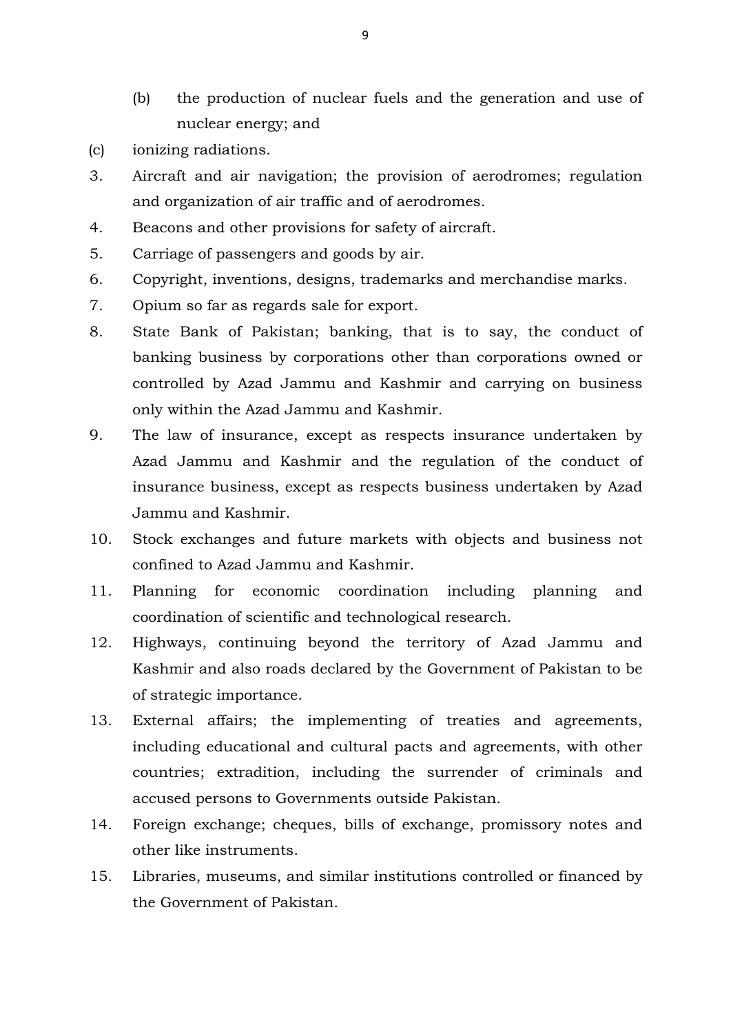(b) the production of nuclear fuels and the generation and use of nuclear energy; and

(c) ionizing radiations.

3. Aircraft and air navigation; the provision of aerodromes; regulation and organization of air traffic and of aerodromes.

4. Beacons and other provisions for safety of aircraft.

5. Carriage of passengers and goods by air.

6. Copyright, inventions, designs, trademarks and merchandise marks.

7. Opium so far as regards sale for export.

8. State Bank of Pakistan; banking, that is to say, the conduct of banking business by corporations other than corporations owned or controlled by Azad Jammu and Kashmir and carrying on business only within the Azad Jammu and Kashmir.

9. The law of insurance, except as respects insurance undertaken by Azad Jammu and Kashmir and the regulation of the conduct of insurance business, except as respects business undertaken by Azad Jammu and Kashmir.

10. Stock exchanges and future markets with objects and business not confined to Azad Jammu and Kashmir.

11. Planning for economic coordination including planning and coordination of scientific and technological research.

12. Highways, continuing beyond the territory of Azad Jammu and Kashmir and also roads declared by the Government of Pakistan to be of strategic importance.

13. External affairs; the implementing of treaties and agreements, including educational and cultural pacts and agreements, with other countries; extradition, including the surrender of criminals and accused persons to Governments outside Pakistan.

14. Foreign exchange; cheques, bills of exchange, promissory notes and other like instruments.

15. Libraries, museums, and similar institutions controlled or financed by the Government of Pakistan.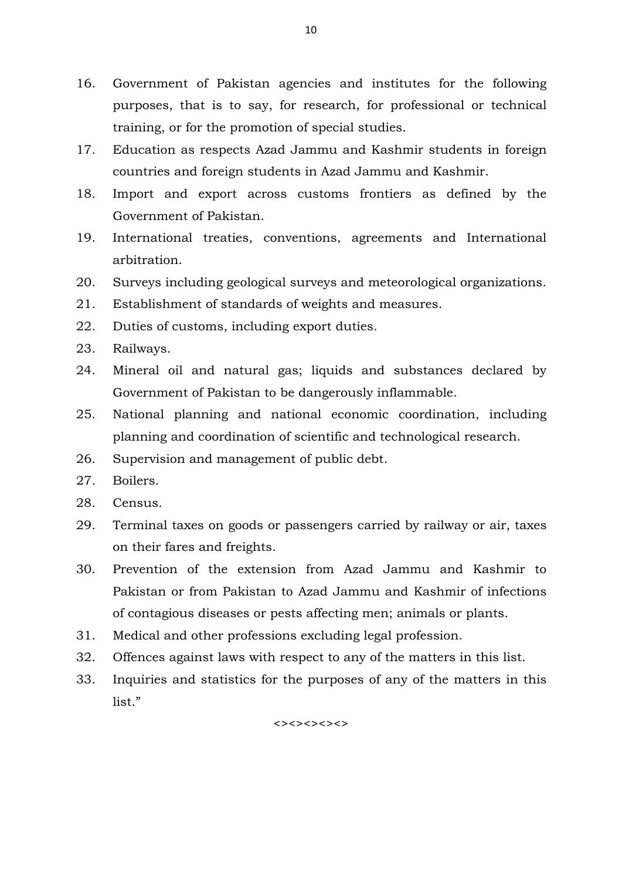16. Government of Pakistan agencies and institutes for the following purposes, that is to say, for research, for professional or technical training, or for the promotion of special studies.
17. Education as respects Azad Jammu and Kashmir students in foreign countries and foreign students in Azad Jammu and Kashmir.
18. Import and export across customs frontiers as defined by the Government of Pakistan.
19. International treaties, conventions, agreements and International arbitration.
20. Surveys including geological surveys and meteorological organizations.
21. Establishment of standards of weights and measures.
22. Duties of customs, including export duties.
23. Railways.
24. Mineral oil and natural gas; liquids and substances declared by Government of Pakistan to be dangerously inflammable.
25. National planning and national economic coordination, including planning and coordination of scientific and technological research.
26. Supervision and management of public debt.
27. Boilers.
28. Census.
29. Terminal taxes on goods or passengers carried by railway or air, taxes on their fares and freights.
30. Prevention of the extension from Azad Jammu and Kashmir to Pakistan or from Pakistan to Azad Jammu and Kashmir of infections of contagious diseases or pests affecting men; animals or plants.
31. Medical and other professions excluding legal profession.
32. Offences against laws with respect to any of the matters in this list.
33. Inquiries and statistics for the purposes of any of the matters in this list."

<><><><><>